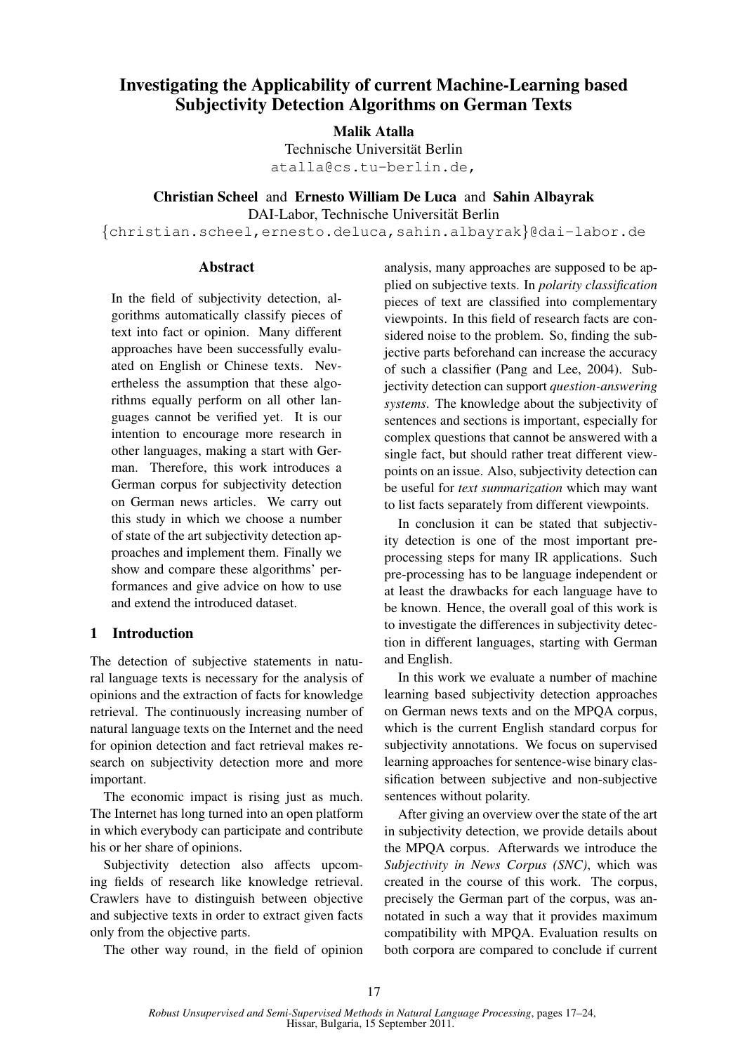# Investigating the Applicability of current Machine-Learning based Subjectivity Detection Algorithms on German Texts

**Malik Atalla**
Technische Universität Berlin
atalla@cs.tu-berlin.de,

**Christian Scheel** and **Ernesto William De Luca** and **Sahin Albayrak**
DAI-Labor, Technische Universität Berlin
{christian.scheel,ernesto.deluca,sahin.albayrak}@dai-labor.de

## Abstract

In the field of subjectivity detection, algorithms automatically classify pieces of text into fact or opinion. Many different approaches have been successfully evaluated on English or Chinese texts. Nevertheless the assumption that these algorithms equally perform on all other languages cannot be verified yet. It is our intention to encourage more research in other languages, making a start with German. Therefore, this work introduces a German corpus for subjectivity detection on German news articles. We carry out this study in which we choose a number of state of the art subjectivity detection approaches and implement them. Finally we show and compare these algorithms' performances and give advice on how to use and extend the introduced dataset.

## 1 Introduction

The detection of subjective statements in natural language texts is necessary for the analysis of opinions and the extraction of facts for knowledge retrieval. The continuously increasing number of natural language texts on the Internet and the need for opinion detection and fact retrieval makes research on subjectivity detection more and more important.

The economic impact is rising just as much. The Internet has long turned into an open platform in which everybody can participate and contribute his or her share of opinions.

Subjectivity detection also affects upcoming fields of research like knowledge retrieval. Crawlers have to distinguish between objective and subjective texts in order to extract given facts only from the objective parts.

The other way round, in the field of opinion analysis, many approaches are supposed to be applied on subjective texts. In *polarity classification* pieces of text are classified into complementary viewpoints. In this field of research facts are considered noise to the problem. So, finding the subjective parts beforehand can increase the accuracy of such a classifier (Pang and Lee, 2004). Subjectivity detection can support *question-answering systems*. The knowledge about the subjectivity of sentences and sections is important, especially for complex questions that cannot be answered with a single fact, but should rather treat different viewpoints on an issue. Also, subjectivity detection can be useful for *text summarization* which may want to list facts separately from different viewpoints.

In conclusion it can be stated that subjectivity detection is one of the most important preprocessing steps for many IR applications. Such pre-processing has to be language independent or at least the drawbacks for each language have to be known. Hence, the overall goal of this work is to investigate the differences in subjectivity detection in different languages, starting with German and English.

In this work we evaluate a number of machine learning based subjectivity detection approaches on German news texts and on the MPQA corpus, which is the current English standard corpus for subjectivity annotations. We focus on supervised learning approaches for sentence-wise binary classification between subjective and non-subjective sentences without polarity.

After giving an overview over the state of the art in subjectivity detection, we provide details about the MPQA corpus. Afterwards we introduce the *Subjectivity in News Corpus (SNC)*, which was created in the course of this work. The corpus, precisely the German part of the corpus, was annotated in such a way that it provides maximum compatibility with MPQA. Evaluation results on both corpora are compared to conclude if current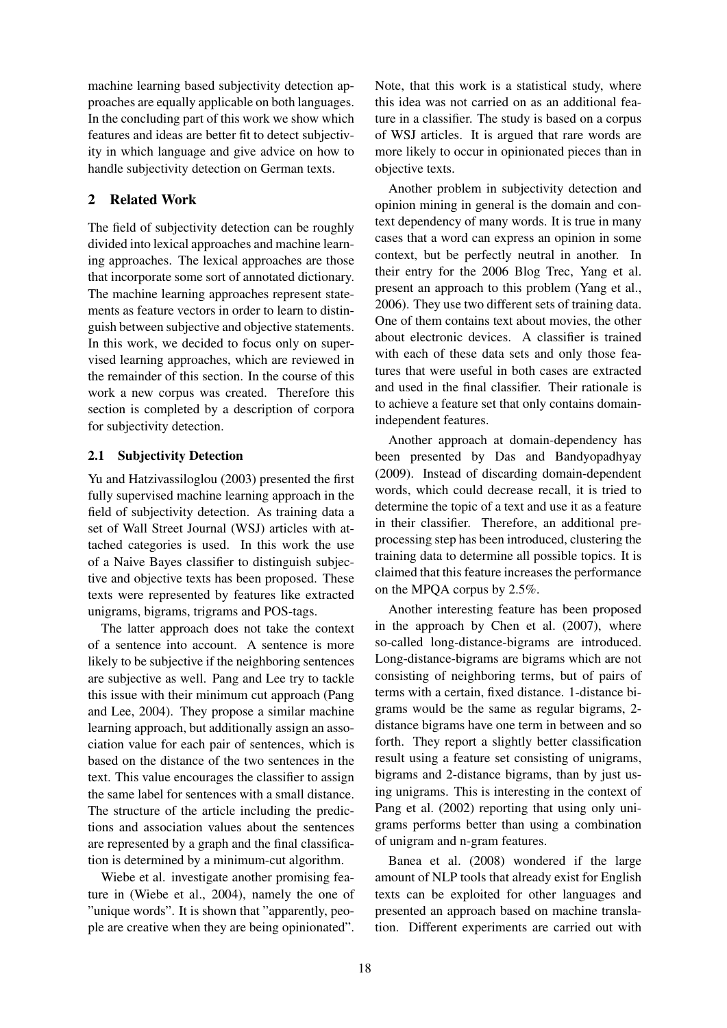machine learning based subjectivity detection approaches are equally applicable on both languages. In the concluding part of this work we show which features and ideas are better fit to detect subjectivity in which language and give advice on how to handle subjectivity detection on German texts.

## 2 Related Work

The field of subjectivity detection can be roughly divided into lexical approaches and machine learning approaches. The lexical approaches are those that incorporate some sort of annotated dictionary. The machine learning approaches represent statements as feature vectors in order to learn to distinguish between subjective and objective statements. In this work, we decided to focus only on supervised learning approaches, which are reviewed in the remainder of this section. In the course of this work a new corpus was created. Therefore this section is completed by a description of corpora for subjectivity detection.

### 2.1 Subjectivity Detection

Yu and Hatzivassiloglou (2003) presented the first fully supervised machine learning approach in the field of subjectivity detection. As training data a set of Wall Street Journal (WSJ) articles with attached categories is used. In this work the use of a Naive Bayes classifier to distinguish subjective and objective texts has been proposed. These texts were represented by features like extracted unigrams, bigrams, trigrams and POS-tags.

The latter approach does not take the context of a sentence into account. A sentence is more likely to be subjective if the neighboring sentences are subjective as well. Pang and Lee try to tackle this issue with their minimum cut approach (Pang and Lee, 2004). They propose a similar machine learning approach, but additionally assign an association value for each pair of sentences, which is based on the distance of the two sentences in the text. This value encourages the classifier to assign the same label for sentences with a small distance. The structure of the article including the predictions and association values about the sentences are represented by a graph and the final classification is determined by a minimum-cut algorithm.

Wiebe et al. investigate another promising feature in (Wiebe et al., 2004), namely the one of "unique words". It is shown that "apparently, people are creative when they are being opinionated". Note, that this work is a statistical study, where this idea was not carried on as an additional feature in a classifier. The study is based on a corpus of WSJ articles. It is argued that rare words are more likely to occur in opinionated pieces than in objective texts.

Another problem in subjectivity detection and opinion mining in general is the domain and context dependency of many words. It is true in many cases that a word can express an opinion in some context, but be perfectly neutral in another. In their entry for the 2006 Blog Trec, Yang et al. present an approach to this problem (Yang et al., 2006). They use two different sets of training data. One of them contains text about movies, the other about electronic devices. A classifier is trained with each of these data sets and only those features that were useful in both cases are extracted and used in the final classifier. Their rationale is to achieve a feature set that only contains domain-independent features.

Another approach at domain-dependency has been presented by Das and Bandyopadhyay (2009). Instead of discarding domain-dependent words, which could decrease recall, it is tried to determine the topic of a text and use it as a feature in their classifier. Therefore, an additional preprocessing step has been introduced, clustering the training data to determine all possible topics. It is claimed that this feature increases the performance on the MPQA corpus by 2.5%.

Another interesting feature has been proposed in the approach by Chen et al. (2007), where so-called long-distance-bigrams are introduced. Long-distance-bigrams are bigrams which are not consisting of neighboring terms, but of pairs of terms with a certain, fixed distance. 1-distance bigrams would be the same as regular bigrams, 2-distance bigrams have one term in between and so forth. They report a slightly better classification result using a feature set consisting of unigrams, bigrams and 2-distance bigrams, than by just using unigrams. This is interesting in the context of Pang et al. (2002) reporting that using only unigrams performs better than using a combination of unigram and n-gram features.

Banea et al. (2008) wondered if the large amount of NLP tools that already exist for English texts can be exploited for other languages and presented an approach based on machine translation. Different experiments are carried out with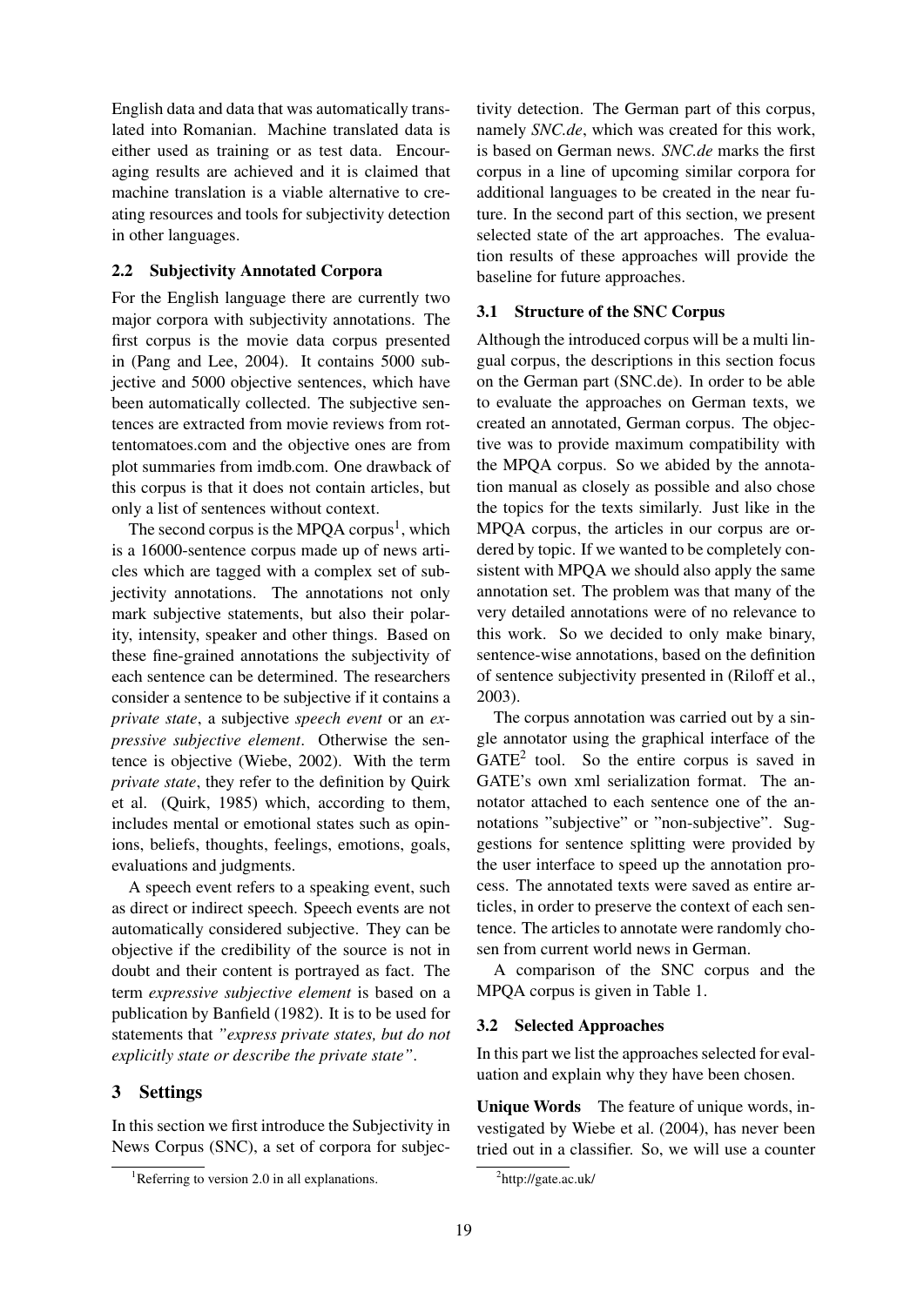English data and data that was automatically translated into Romanian. Machine translated data is either used as training or as test data. Encouraging results are achieved and it is claimed that machine translation is a viable alternative to creating resources and tools for subjectivity detection in other languages.

### 2.2 Subjectivity Annotated Corpora

For the English language there are currently two major corpora with subjectivity annotations. The first corpus is the movie data corpus presented in (Pang and Lee, 2004). It contains 5000 subjective and 5000 objective sentences, which have been automatically collected. The subjective sentences are extracted from movie reviews from rottentomatoes.com and the objective ones are from plot summaries from imdb.com. One drawback of this corpus is that it does not contain articles, but only a list of sentences without context.

The second corpus is the MPQA corpus[1], which is a 16000-sentence corpus made up of news articles which are tagged with a complex set of subjectivity annotations. The annotations not only mark subjective statements, but also their polarity, intensity, speaker and other things. Based on these fine-grained annotations the subjectivity of each sentence can be determined. The researchers consider a sentence to be subjective if it contains a *private state*, a subjective *speech event* or an *expressive subjective element*. Otherwise the sentence is objective (Wiebe, 2002). With the term *private state*, they refer to the definition by Quirk et al. (Quirk, 1985) which, according to them, includes mental or emotional states such as opinions, beliefs, thoughts, feelings, emotions, goals, evaluations and judgments.

A speech event refers to a speaking event, such as direct or indirect speech. Speech events are not automatically considered subjective. They can be objective if the credibility of the source is not in doubt and their content is portrayed as fact. The term *expressive subjective element* is based on a publication by Banfield (1982). It is to be used for statements that *"express private states, but do not explicitly state or describe the private state"*.

## 3 Settings

In this section we first introduce the Subjectivity in News Corpus (SNC), a set of corpora for subjectivity detection. The German part of this corpus, namely *SNC.de*, which was created for this work, is based on German news. *SNC.de* marks the first corpus in a line of upcoming similar corpora for additional languages to be created in the near future. In the second part of this section, we present selected state of the art approaches. The evaluation results of these approaches will provide the baseline for future approaches.

### 3.1 Structure of the SNC Corpus

Although the introduced corpus will be a multi lingual corpus, the descriptions in this section focus on the German part (SNC.de). In order to be able to evaluate the approaches on German texts, we created an annotated, German corpus. The objective was to provide maximum compatibility with the MPQA corpus. So we abided by the annotation manual as closely as possible and also chose the topics for the texts similarly. Just like in the MPQA corpus, the articles in our corpus are ordered by topic. If we wanted to be completely consistent with MPQA we should also apply the same annotation set. The problem was that many of the very detailed annotations were of no relevance to this work. So we decided to only make binary, sentence-wise annotations, based on the definition of sentence subjectivity presented in (Riloff et al., 2003).

The corpus annotation was carried out by a single annotator using the graphical interface of the GATE[2] tool. So the entire corpus is saved in GATE's own xml serialization format. The annotator attached to each sentence one of the annotations "subjective" or "non-subjective". Suggestions for sentence splitting were provided by the user interface to speed up the annotation process. The annotated texts were saved as entire articles, in order to preserve the context of each sentence. The articles to annotate were randomly chosen from current world news in German.

A comparison of the SNC corpus and the MPQA corpus is given in Table 1.

### 3.2 Selected Approaches

In this part we list the approaches selected for evaluation and explain why they have been chosen.

**Unique Words** The feature of unique words, investigated by Wiebe et al. (2004), has never been tried out in a classifier. So, we will use a counter

[1] Referring to version 2.0 in all explanations.

[2] http://gate.ac.uk/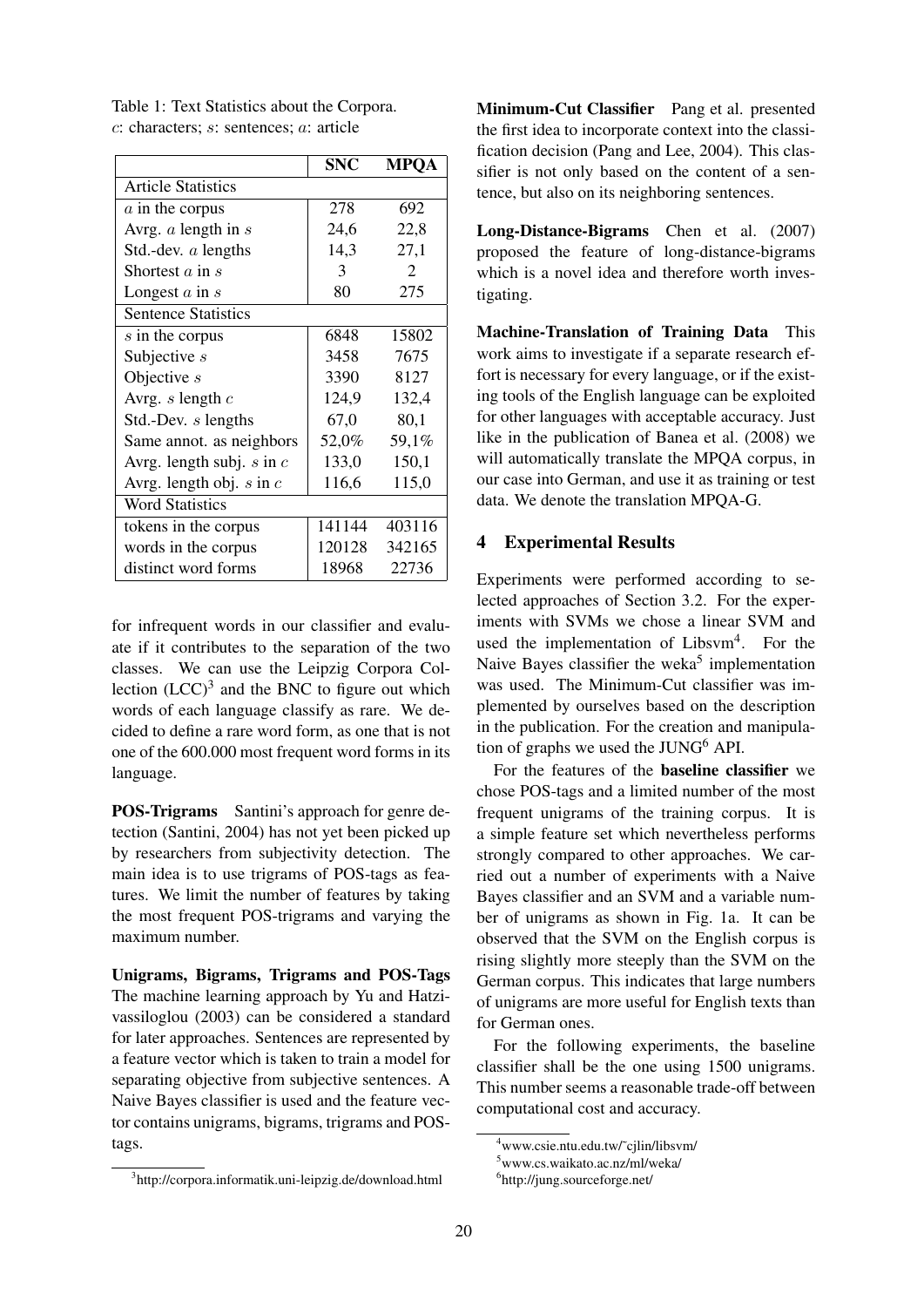Table 1: Text Statistics about the Corpora. $c$: characters; $s$: sentences; $a$: article

| | SNC | MPQA |
|---|---|---|
| Article Statistics | | |
| $a$ in the corpus | 278 | 692 |
| Avrg. $a$ length in $s$ | 24,6 | 22,8 |
| Std.-dev. $a$ lengths | 14,3 | 27,1 |
| Shortest $a$ in $s$ | 3 | 2 |
| Longest $a$ in $s$ | 80 | 275 |
| Sentence Statistics | | |
| $s$ in the corpus | 6848 | 15802 |
| Subjective $s$ | 3458 | 7675 |
| Objective $s$ | 3390 | 8127 |
| Avrg. $s$ length $c$ | 124,9 | 132,4 |
| Std.-Dev. $s$ lengths | 67,0 | 80,1 |
| Same annot. as neighbors | 52,0% | 59,1% |
| Avrg. length subj. $s$ in $c$ | 133,0 | 150,1 |
| Avrg. length obj. $s$ in $c$ | 116,6 | 115,0 |
| Word Statistics | | |
| tokens in the corpus | 141144 | 403116 |
| words in the corpus | 120128 | 342165 |
| distinct word forms | 18968 | 22736 |

for infrequent words in our classifier and evaluate if it contributes to the separation of the two classes. We can use the Leipzig Corpora Collection (LCC)[3] and the BNC to figure out which words of each language classify as rare. We decided to define a rare word form, as one that is not one of the 600.000 most frequent word forms in its language.

**POS-Trigrams** Santini's approach for genre detection (Santini, 2004) has not yet been picked up by researchers from subjectivity detection. The main idea is to use trigrams of POS-tags as features. We limit the number of features by taking the most frequent POS-trigrams and varying the maximum number.

**Unigrams, Bigrams, Trigrams and POS-Tags** The machine learning approach by Yu and Hatzivassiloglou (2003) can be considered a standard for later approaches. Sentences are represented by a feature vector which is taken to train a model for separating objective from subjective sentences. A Naive Bayes classifier is used and the feature vector contains unigrams, bigrams, trigrams and POS-tags.

[3]http://corpora.informatik.uni-leipzig.de/download.html

**Minimum-Cut Classifier** Pang et al. presented the first idea to incorporate context into the classification decision (Pang and Lee, 2004). This classifier is not only based on the content of a sentence, but also on its neighboring sentences.

**Long-Distance-Bigrams** Chen et al. (2007) proposed the feature of long-distance-bigrams which is a novel idea and therefore worth investigating.

**Machine-Translation of Training Data** This work aims to investigate if a separate research effort is necessary for every language, or if the existing tools of the English language can be exploited for other languages with acceptable accuracy. Just like in the publication of Banea et al. (2008) we will automatically translate the MPQA corpus, in our case into German, and use it as training or test data. We denote the translation MPQA-G.

## 4 Experimental Results

Experiments were performed according to selected approaches of Section 3.2. For the experiments with SVMs we chose a linear SVM and used the implementation of Libsvm[4]. For the Naive Bayes classifier the weka[5] implementation was used. The Minimum-Cut classifier was implemented by ourselves based on the description in the publication. For the creation and manipulation of graphs we used the JUNG[6] API.

For the features of the **baseline classifier** we chose POS-tags and a limited number of the most frequent unigrams of the training corpus. It is a simple feature set which nevertheless performs strongly compared to other approaches. We carried out a number of experiments with a Naive Bayes classifier and an SVM and a variable number of unigrams as shown in Fig. 1a. It can be observed that the SVM on the English corpus is rising slightly more steeply than the SVM on the German corpus. This indicates that large numbers of unigrams are more useful for English texts than for German ones.

For the following experiments, the baseline classifier shall be the one using 1500 unigrams. This number seems a reasonable trade-off between computational cost and accuracy.

[4]www.csie.ntu.edu.tw/~cjlin/libsvm/

[5]www.cs.waikato.ac.nz/ml/weka/

[6]http://jung.sourceforge.net/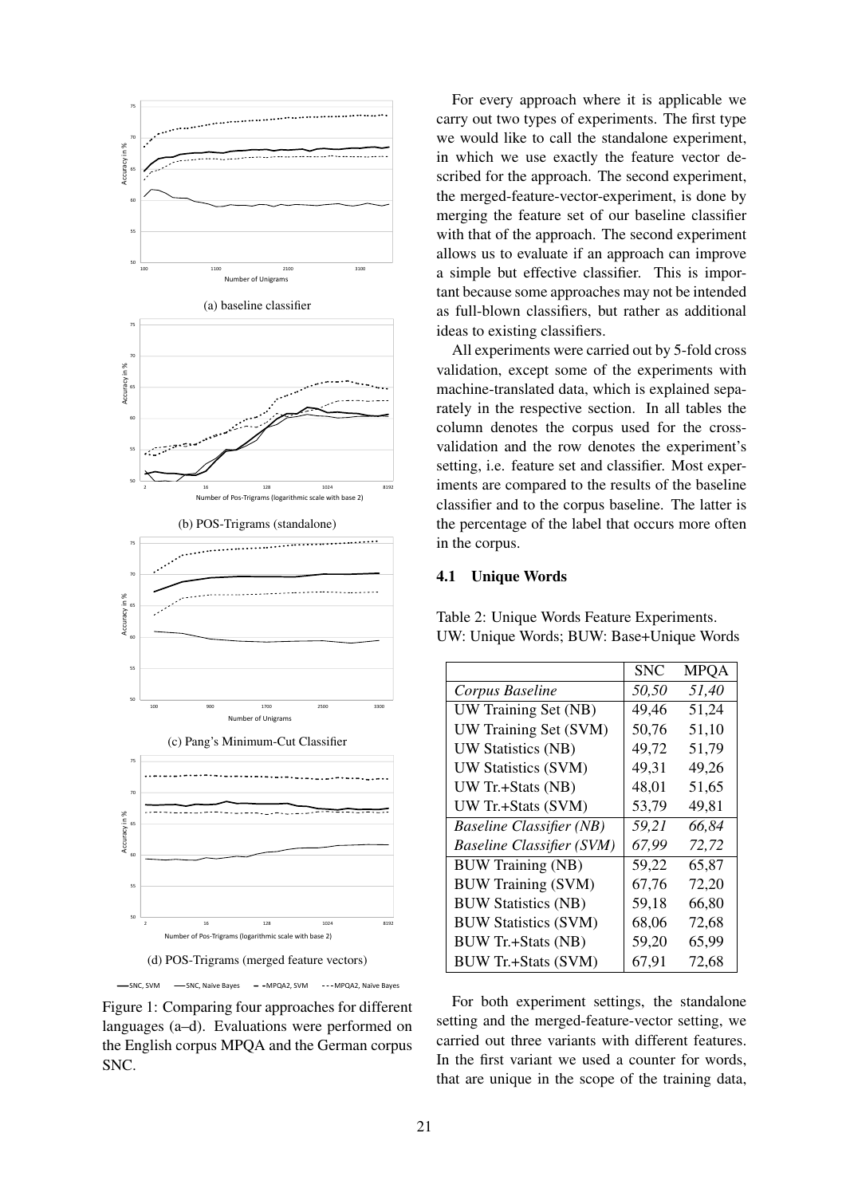(a) baseline classifier

(b) POS-Trigrams (standalone)

(c) Pang's Minimum-Cut Classifier

(d) POS-Trigrams (merged feature vectors)

Figure 1: Comparing four approaches for different languages (a–d). Evaluations were performed on the English corpus MPQA and the German corpus SNC.

For every approach where it is applicable we carry out two types of experiments. The first type we would like to call the standalone experiment, in which we use exactly the feature vector described for the approach. The second experiment, the merged-feature-vector-experiment, is done by merging the feature set of our baseline classifier with that of the approach. The second experiment allows us to evaluate if an approach can improve a simple but effective classifier. This is important because some approaches may not be intended as full-blown classifiers, but rather as additional ideas to existing classifiers.

All experiments were carried out by 5-fold cross validation, except some of the experiments with machine-translated data, which is explained separately in the respective section. In all tables the column denotes the corpus used for the cross-validation and the row denotes the experiment's setting, i.e. feature set and classifier. Most experiments are compared to the results of the baseline classifier and to the corpus baseline. The latter is the percentage of the label that occurs more often in the corpus.

### 4.1 Unique Words

Table 2: Unique Words Feature Experiments. UW: Unique Words; BUW: Base+Unique Words

| | SNC | MPQA |
|---|---|---|
| *Corpus Baseline* | *50,50* | *51,40* |
| UW Training Set (NB) | 49,46 | 51,24 |
| UW Training Set (SVM) | 50,76 | 51,10 |
| UW Statistics (NB) | 49,72 | 51,79 |
| UW Statistics (SVM) | 49,31 | 49,26 |
| UW Tr.+Stats (NB) | 48,01 | 51,65 |
| UW Tr.+Stats (SVM) | 53,79 | 49,81 |
| *Baseline Classifier (NB)* | *59,21* | *66,84* |
| *Baseline Classifier (SVM)* | *67,99* | *72,72* |
| BUW Training (NB) | 59,22 | 65,87 |
| BUW Training (SVM) | 67,76 | 72,20 |
| BUW Statistics (NB) | 59,18 | 66,80 |
| BUW Statistics (SVM) | 68,06 | 72,68 |
| BUW Tr.+Stats (NB) | 59,20 | 65,99 |
| BUW Tr.+Stats (SVM) | 67,91 | 72,68 |

For both experiment settings, the standalone setting and the merged-feature-vector setting, we carried out three variants with different features. In the first variant we used a counter for words, that are unique in the scope of the training data,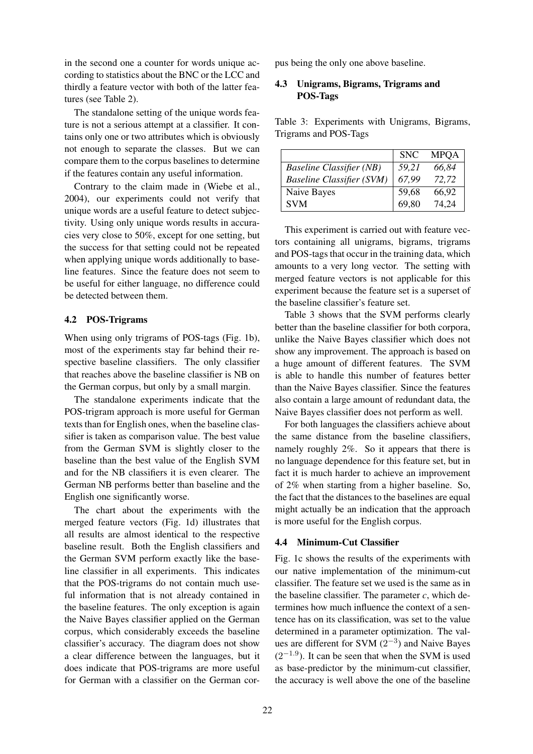in the second one a counter for words unique according to statistics about the BNC or the LCC and thirdly a feature vector with both of the latter features (see Table 2).

The standalone setting of the unique words feature is not a serious attempt at a classifier. It contains only one or two attributes which is obviously not enough to separate the classes. But we can compare them to the corpus baselines to determine if the features contain any useful information.

Contrary to the claim made in (Wiebe et al., 2004), our experiments could not verify that unique words are a useful feature to detect subjectivity. Using only unique words results in accuracies very close to 50%, except for one setting, but the success for that setting could not be repeated when applying unique words additionally to baseline features. Since the feature does not seem to be useful for either language, no difference could be detected between them.

### 4.2 POS-Trigrams

When using only trigrams of POS-tags (Fig. 1b), most of the experiments stay far behind their respective baseline classifiers. The only classifier that reaches above the baseline classifier is NB on the German corpus, but only by a small margin.

The standalone experiments indicate that the POS-trigram approach is more useful for German texts than for English ones, when the baseline classifier is taken as comparison value. The best value from the German SVM is slightly closer to the baseline than the best value of the English SVM and for the NB classifiers it is even clearer. The German NB performs better than baseline and the English one significantly worse.

The chart about the experiments with the merged feature vectors (Fig. 1d) illustrates that all results are almost identical to the respective baseline result. Both the English classifiers and the German SVM perform exactly like the baseline classifier in all experiments. This indicates that the POS-trigrams do not contain much useful information that is not already contained in the baseline features. The only exception is again the Naive Bayes classifier applied on the German corpus, which considerably exceeds the baseline classifier's accuracy. The diagram does not show a clear difference between the languages, but it does indicate that POS-trigrams are more useful for German with a classifier on the German corpus being the only one above baseline.

### 4.3 Unigrams, Bigrams, Trigrams and POS-Tags

Table 3: Experiments with Unigrams, Bigrams, Trigrams and POS-Tags

| | SNC | MPQA |
|---|---|---|
| *Baseline Classifier (NB)* | *59,21* | *66,84* |
| *Baseline Classifier (SVM)* | *67,99* | *72,72* |
| Naive Bayes | 59,68 | 66,92 |
| SVM | 69,80 | 74,24 |

This experiment is carried out with feature vectors containing all unigrams, bigrams, trigrams and POS-tags that occur in the training data, which amounts to a very long vector. The setting with merged feature vectors is not applicable for this experiment because the feature set is a superset of the baseline classifier's feature set.

Table 3 shows that the SVM performs clearly better than the baseline classifier for both corpora, unlike the Naive Bayes classifier which does not show any improvement. The approach is based on a huge amount of different features. The SVM is able to handle this number of features better than the Naive Bayes classifier. Since the features also contain a large amount of redundant data, the Naive Bayes classifier does not perform as well.

For both languages the classifiers achieve about the same distance from the baseline classifiers, namely roughly 2%. So it appears that there is no language dependence for this feature set, but in fact it is much harder to achieve an improvement of 2% when starting from a higher baseline. So, the fact that the distances to the baselines are equal might actually be an indication that the approach is more useful for the English corpus.

### 4.4 Minimum-Cut Classifier

Fig. 1c shows the results of the experiments with our native implementation of the minimum-cut classifier. The feature set we used is the same as in the baseline classifier. The parameter $c$, which determines how much influence the context of a sentence has on its classification, was set to the value determined in a parameter optimization. The values are different for SVM ($2^{-3}$) and Naive Bayes ($2^{-1.9}$). It can be seen that when the SVM is used as base-predictor by the minimum-cut classifier, the accuracy is well above the one of the baseline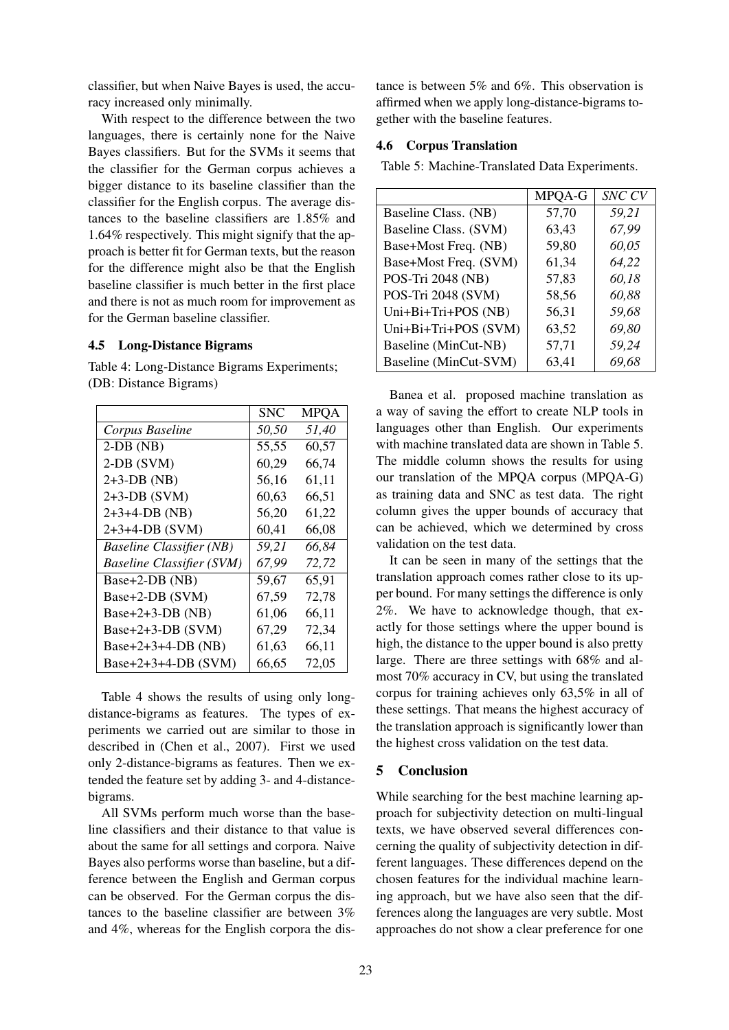classifier, but when Naive Bayes is used, the accuracy increased only minimally.

With respect to the difference between the two languages, there is certainly none for the Naive Bayes classifiers. But for the SVMs it seems that the classifier for the German corpus achieves a bigger distance to its baseline classifier than the classifier for the English corpus. The average distances to the baseline classifiers are 1.85% and 1.64% respectively. This might signify that the approach is better fit for German texts, but the reason for the difference might also be that the English baseline classifier is much better in the first place and there is not as much room for improvement as for the German baseline classifier.

### 4.5 Long-Distance Bigrams

Table 4: Long-Distance Bigrams Experiments; (DB: Distance Bigrams)

| | SNC | MPQA |
|---|---|---|
| *Corpus Baseline* | *50,50* | *51,40* |
| 2-DB (NB) | 55,55 | 60,57 |
| 2-DB (SVM) | 60,29 | 66,74 |
| 2+3-DB (NB) | 56,16 | 61,11 |
| 2+3-DB (SVM) | 60,63 | 66,51 |
| 2+3+4-DB (NB) | 56,20 | 61,22 |
| 2+3+4-DB (SVM) | 60,41 | 66,08 |
| *Baseline Classifier (NB)* | *59,21* | *66,84* |
| *Baseline Classifier (SVM)* | *67,99* | *72,72* |
| Base+2-DB (NB) | 59,67 | 65,91 |
| Base+2-DB (SVM) | 67,59 | 72,78 |
| Base+2+3-DB (NB) | 61,06 | 66,11 |
| Base+2+3-DB (SVM) | 67,29 | 72,34 |
| Base+2+3+4-DB (NB) | 61,63 | 66,11 |
| Base+2+3+4-DB (SVM) | 66,65 | 72,05 |

Table 4 shows the results of using only long-distance-bigrams as features. The types of experiments we carried out are similar to those in described in (Chen et al., 2007). First we used only 2-distance-bigrams as features. Then we extended the feature set by adding 3- and 4-distance-bigrams.

All SVMs perform much worse than the baseline classifiers and their distance to that value is about the same for all settings and corpora. Naive Bayes also performs worse than baseline, but a difference between the English and German corpus can be observed. For the German corpus the distances to the baseline classifier are between 3% and 4%, whereas for the English corpora the distance is between 5% and 6%. This observation is affirmed when we apply long-distance-bigrams together with the baseline features.

### 4.6 Corpus Translation

Table 5: Machine-Translated Data Experiments.

| | MPQA-G | *SNC CV* |
|---|---|---|
| Baseline Class. (NB) | 57,70 | *59,21* |
| Baseline Class. (SVM) | 63,43 | *67,99* |
| Base+Most Freq. (NB) | 59,80 | *60,05* |
| Base+Most Freq. (SVM) | 61,34 | *64,22* |
| POS-Tri 2048 (NB) | 57,83 | *60,18* |
| POS-Tri 2048 (SVM) | 58,56 | *60,88* |
| Uni+Bi+Tri+POS (NB) | 56,31 | *59,68* |
| Uni+Bi+Tri+POS (SVM) | 63,52 | *69,80* |
| Baseline (MinCut-NB) | 57,71 | *59,24* |
| Baseline (MinCut-SVM) | 63,41 | *69,68* |

Banea et al. proposed machine translation as a way of saving the effort to create NLP tools in languages other than English. Our experiments with machine translated data are shown in Table 5. The middle column shows the results for using our translation of the MPQA corpus (MPQA-G) as training data and SNC as test data. The right column gives the upper bounds of accuracy that can be achieved, which we determined by cross validation on the test data.

It can be seen in many of the settings that the translation approach comes rather close to its upper bound. For many settings the difference is only 2%. We have to acknowledge though, that exactly for those settings where the upper bound is high, the distance to the upper bound is also pretty large. There are three settings with 68% and almost 70% accuracy in CV, but using the translated corpus for training achieves only 63,5% in all of these settings. That means the highest accuracy of the translation approach is significantly lower than the highest cross validation on the test data.

## 5 Conclusion

While searching for the best machine learning approach for subjectivity detection on multi-lingual texts, we have observed several differences concerning the quality of subjectivity detection in different languages. These differences depend on the chosen features for the individual machine learning approach, but we have also seen that the differences along the languages are very subtle. Most approaches do not show a clear preference for one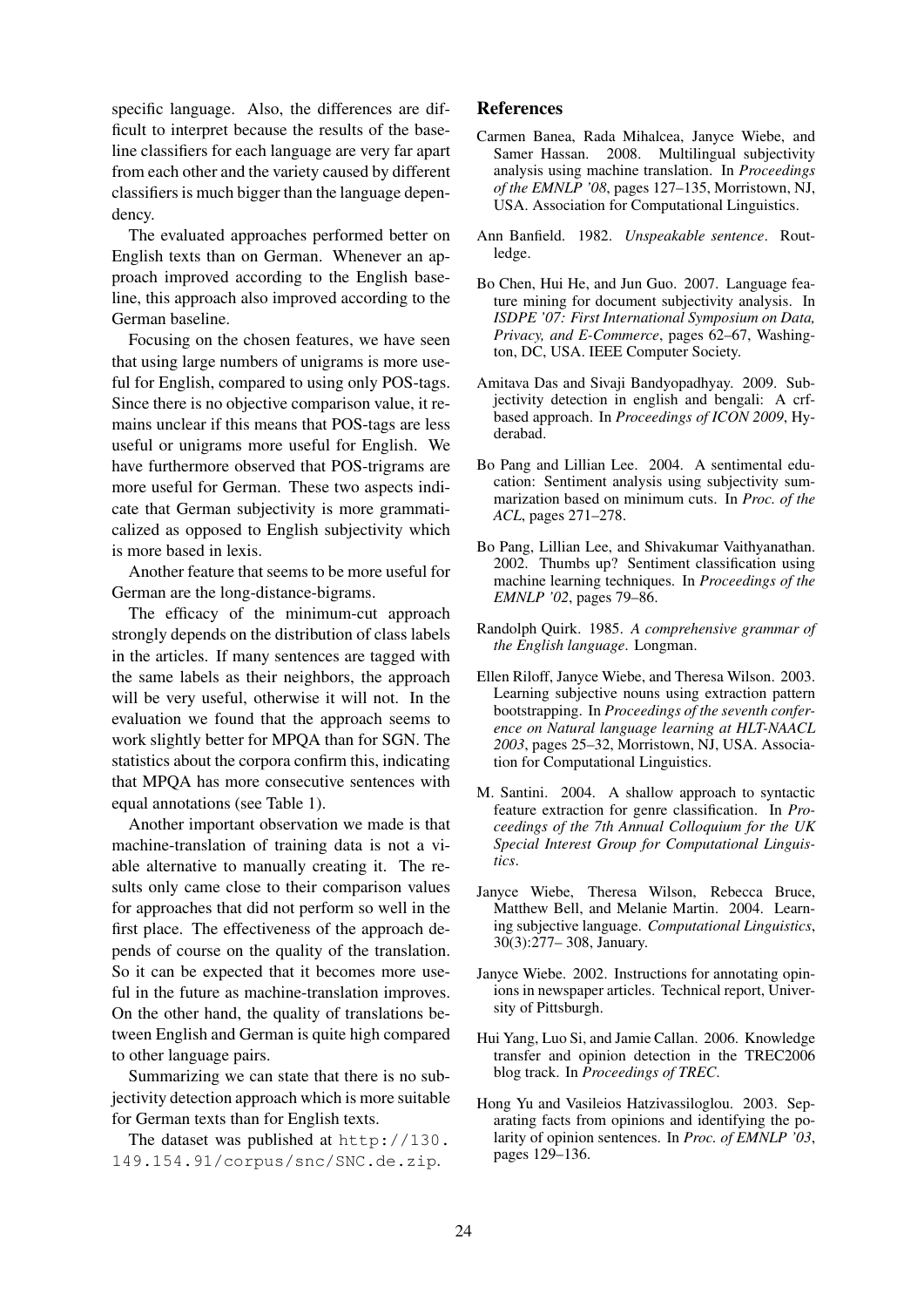specific language. Also, the differences are difficult to interpret because the results of the baseline classifiers for each language are very far apart from each other and the variety caused by different classifiers is much bigger than the language dependency.

The evaluated approaches performed better on English texts than on German. Whenever an approach improved according to the English baseline, this approach also improved according to the German baseline.

Focusing on the chosen features, we have seen that using large numbers of unigrams is more useful for English, compared to using only POS-tags. Since there is no objective comparison value, it remains unclear if this means that POS-tags are less useful or unigrams more useful for English. We have furthermore observed that POS-trigrams are more useful for German. These two aspects indicate that German subjectivity is more grammaticalized as opposed to English subjectivity which is more based in lexis.

Another feature that seems to be more useful for German are the long-distance-bigrams.

The efficacy of the minimum-cut approach strongly depends on the distribution of class labels in the articles. If many sentences are tagged with the same labels as their neighbors, the approach will be very useful, otherwise it will not. In the evaluation we found that the approach seems to work slightly better for MPQA than for SGN. The statistics about the corpora confirm this, indicating that MPQA has more consecutive sentences with equal annotations (see Table 1).

Another important observation we made is that machine-translation of training data is not a viable alternative to manually creating it. The results only came close to their comparison values for approaches that did not perform so well in the first place. The effectiveness of the approach depends of course on the quality of the translation. So it can be expected that it becomes more useful in the future as machine-translation improves. On the other hand, the quality of translations between English and German is quite high compared to other language pairs.

Summarizing we can state that there is no subjectivity detection approach which is more suitable for German texts than for English texts.

The dataset was published at `http://130.149.154.91/corpus/snc/SNC.de.zip`.

## References

Carmen Banea, Rada Mihalcea, Janyce Wiebe, and Samer Hassan. 2008. Multilingual subjectivity analysis using machine translation. In *Proceedings of the EMNLP '08*, pages 127–135, Morristown, NJ, USA. Association for Computational Linguistics.

Ann Banfield. 1982. *Unspeakable sentence*. Routledge.

Bo Chen, Hui He, and Jun Guo. 2007. Language feature mining for document subjectivity analysis. In *ISDPE '07: First International Symposium on Data, Privacy, and E-Commerce*, pages 62–67, Washington, DC, USA. IEEE Computer Society.

Amitava Das and Sivaji Bandyopadhyay. 2009. Subjectivity detection in english and bengali: A crf-based approach. In *Proceedings of ICON 2009*, Hyderabad.

Bo Pang and Lillian Lee. 2004. A sentimental education: Sentiment analysis using subjectivity summarization based on minimum cuts. In *Proc. of the ACL*, pages 271–278.

Bo Pang, Lillian Lee, and Shivakumar Vaithyanathan. 2002. Thumbs up? Sentiment classification using machine learning techniques. In *Proceedings of the EMNLP '02*, pages 79–86.

Randolph Quirk. 1985. *A comprehensive grammar of the English language*. Longman.

Ellen Riloff, Janyce Wiebe, and Theresa Wilson. 2003. Learning subjective nouns using extraction pattern bootstrapping. In *Proceedings of the seventh conference on Natural language learning at HLT-NAACL 2003*, pages 25–32, Morristown, NJ, USA. Association for Computational Linguistics.

M. Santini. 2004. A shallow approach to syntactic feature extraction for genre classification. In *Proceedings of the 7th Annual Colloquium for the UK Special Interest Group for Computational Linguistics*.

Janyce Wiebe, Theresa Wilson, Rebecca Bruce, Matthew Bell, and Melanie Martin. 2004. Learning subjective language. *Computational Linguistics*, 30(3):277– 308, January.

Janyce Wiebe. 2002. Instructions for annotating opinions in newspaper articles. Technical report, University of Pittsburgh.

Hui Yang, Luo Si, and Jamie Callan. 2006. Knowledge transfer and opinion detection in the TREC2006 blog track. In *Proceedings of TREC*.

Hong Yu and Vasileios Hatzivassiloglou. 2003. Separating facts from opinions and identifying the polarity of opinion sentences. In *Proc. of EMNLP '03*, pages 129–136.